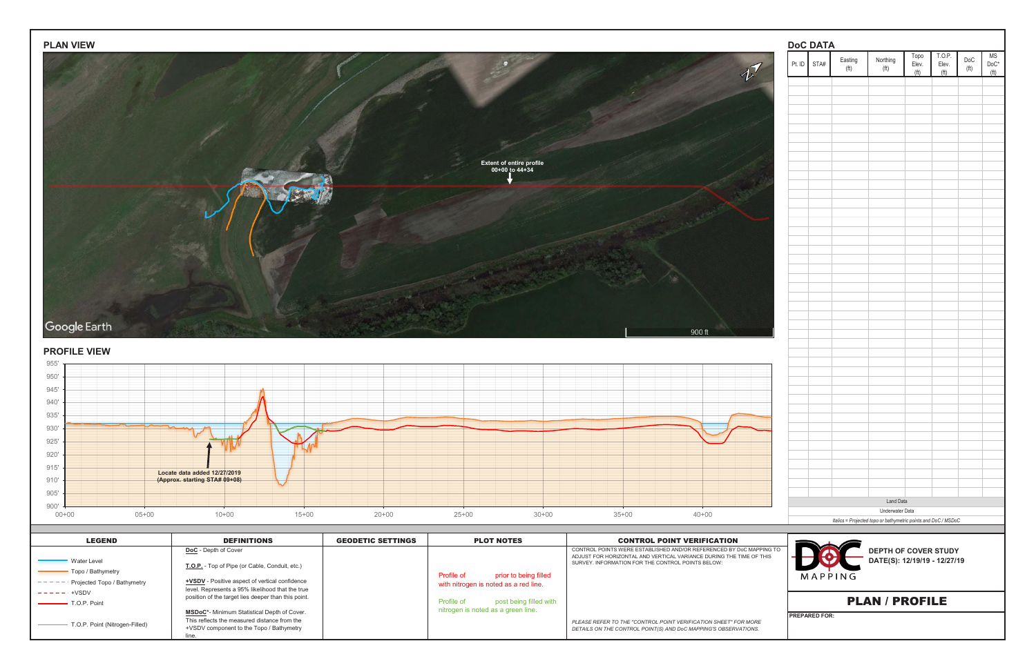## PLAN VIEW

Extent of entire profile
00+00 to 44+34

Google Earth

900 ft

## PROFILE VIEW

955' 950' 945' 940' 935' 930' 925' 920' 915' 910' 905' 900'

00+00 05+00 10+00 15+00 20+00 25+00 30+00 35+00 40+00

Locate data added 12/27/2019
(Approx. starting STA# 09+08)

## DoC DATA

| Pt. ID | STA# | Easting (ft) | Northing (ft) | Topo Elev. (ft) | T.O.P. Elev. (ft) | DoC (ft) | MS DoC* (ft) |
|---|---|---|---|---|---|---|---|

Land Data

Underwater Data

*Italics = Projected topo or bathymetric points and DoC / MSDoC*

| LEGEND | DEFINITIONS | GEODETIC SETTINGS | PLOT NOTES | CONTROL POINT VERIFICATION |
|---|---|---|---|---|
| Water Level<br>Topo / Bathymetry<br>Projected Topo / Bathymetry<br>+VSDV<br>T.O.P. Point<br>T.O.P. Point (Nitrogen-Filled) | **DoC** - Depth of Cover<br>**T.O.P.** - Top of Pipe (or Cable, Conduit, etc.)<br>**+VSDV** - Positive aspect of vertical confidence level. Represents a 95% likelihood that the true position of the target lies deeper than this point.<br>**MSDoC*** - Minimum Statistical Depth of Cover. This reflects the measured distance from the +VSDV component to the Topo / Bathymetry line. | | Profile of prior to being filled with nitrogen is noted as a red line.<br>Profile of post being filled with nitrogen is noted as a green line. | CONTROL POINTS WERE ESTABLISHED AND/OR REFERENCED BY DoC MAPPING TO ADJUST FOR HORIZONTAL AND VERTICAL VARIANCE DURING THE TIME OF THIS SURVEY. INFORMATION FOR THE CONTROL POINTS BELOW:<br>*PLEASE REFER TO THE "CONTROL POINT VERIFICATION SHEET" FOR MORE DETAILS ON THE CONTROL POINT(S) AND DoC MAPPING'S OBSERVATIONS.* |

DOC MAPPING

**DEPTH OF COVER STUDY**
**DATE(S): 12/19/19 - 12/27/19**

## PLAN / PROFILE

**PREPARED FOR:**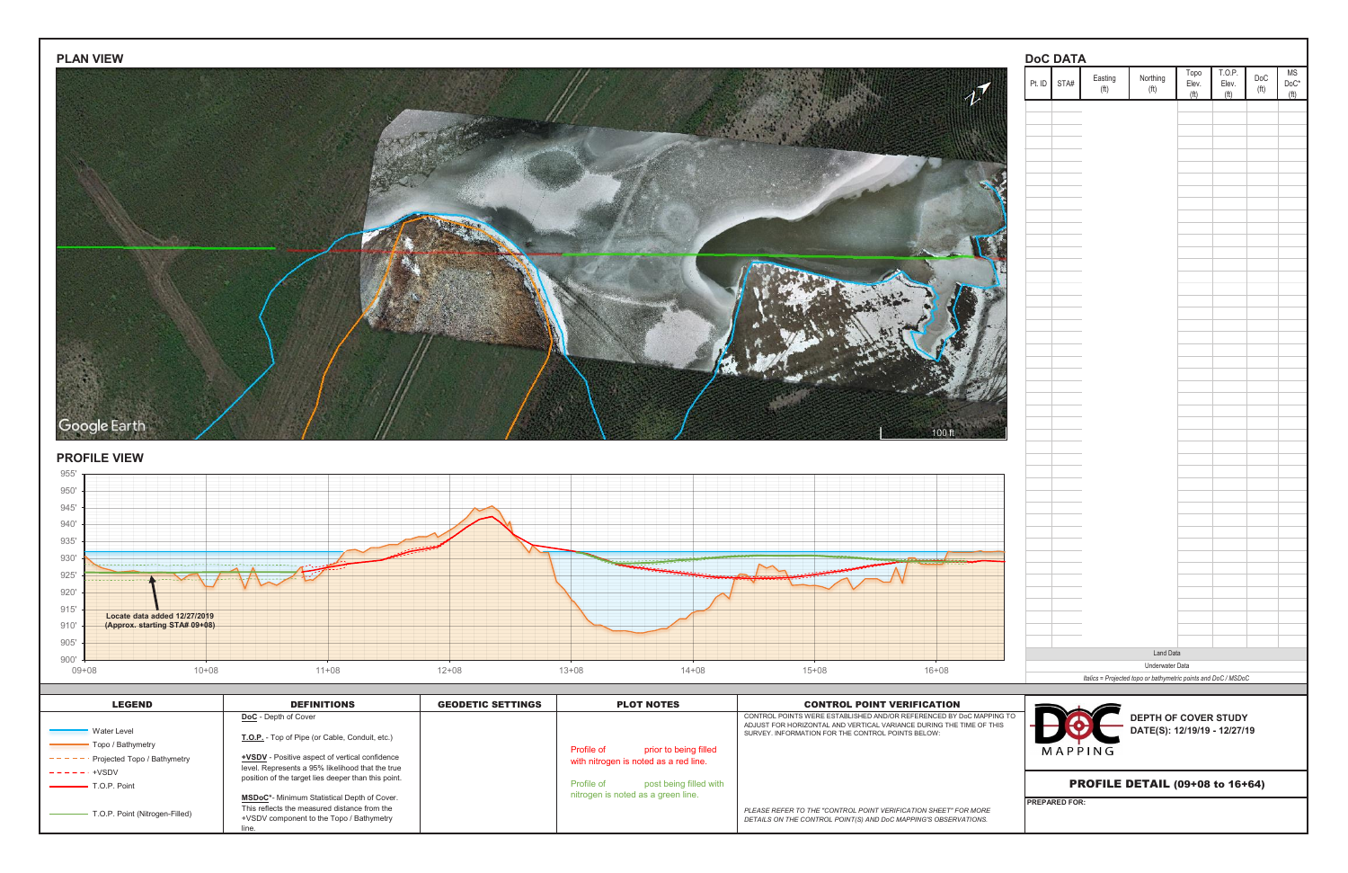## PLAN VIEW

Google Earth

100 ft

## PROFILE VIEW

955' 950' 945' 940' 935' 930' 925' 920' 915' 910' 905' 900'

09+08 10+08 11+08 12+08 13+08 14+08 15+08 16+08

**Locate data added 12/27/2019 (Approx. starting STA# 09+08)**

## DoC DATA

| Pt. ID | STA# | Easting (ft) | Northing (ft) | Topo Elev. (ft) | T.O.P. Elev. (ft) | DoC (ft) | MS DoC* (ft) |
|---|---|---|---|---|---|---|---|

Land Data

Underwater Data

*Italics = Projected topo or bathymetric points and DoC / MSDoC*

| LEGEND | DEFINITIONS | GEODETIC SETTINGS | PLOT NOTES | CONTROL POINT VERIFICATION |
|---|---|---|---|---|
| Water Level<br>Topo / Bathymetry<br>Projected Topo / Bathymetry<br>+VSDV<br>T.O.P. Point<br>T.O.P. Point (Nitrogen-Filled) | **DoC** - Depth of Cover<br>**T.O.P.** - Top of Pipe (or Cable, Conduit, etc.)<br>**+VSDV** - Positive aspect of vertical confidence level. Represents a 95% likelihood that the true position of the target lies deeper than this point.<br>**MSDoC*** - Minimum Statistical Depth of Cover. This reflects the measured distance from the +VSDV component to the Topo / Bathymetry line. | | Profile of prior to being filled with nitrogen is noted as a red line.<br>Profile of post being filled with nitrogen is noted as a green line. | CONTROL POINTS WERE ESTABLISHED AND/OR REFERENCED BY DoC MAPPING TO ADJUST FOR HORIZONTAL AND VERTICAL VARIANCE DURING THE TIME OF THIS SURVEY. INFORMATION FOR THE CONTROL POINTS BELOW:<br>*PLEASE REFER TO THE "CONTROL POINT VERIFICATION SHEET" FOR MORE DETAILS ON THE CONTROL POINT(S) AND DoC MAPPING'S OBSERVATIONS.* |

DOC MAPPING

**DEPTH OF COVER STUDY**
**DATE(S): 12/19/19 - 12/27/19**

**PROFILE DETAIL (09+08 to 16+64)**

**PREPARED FOR:**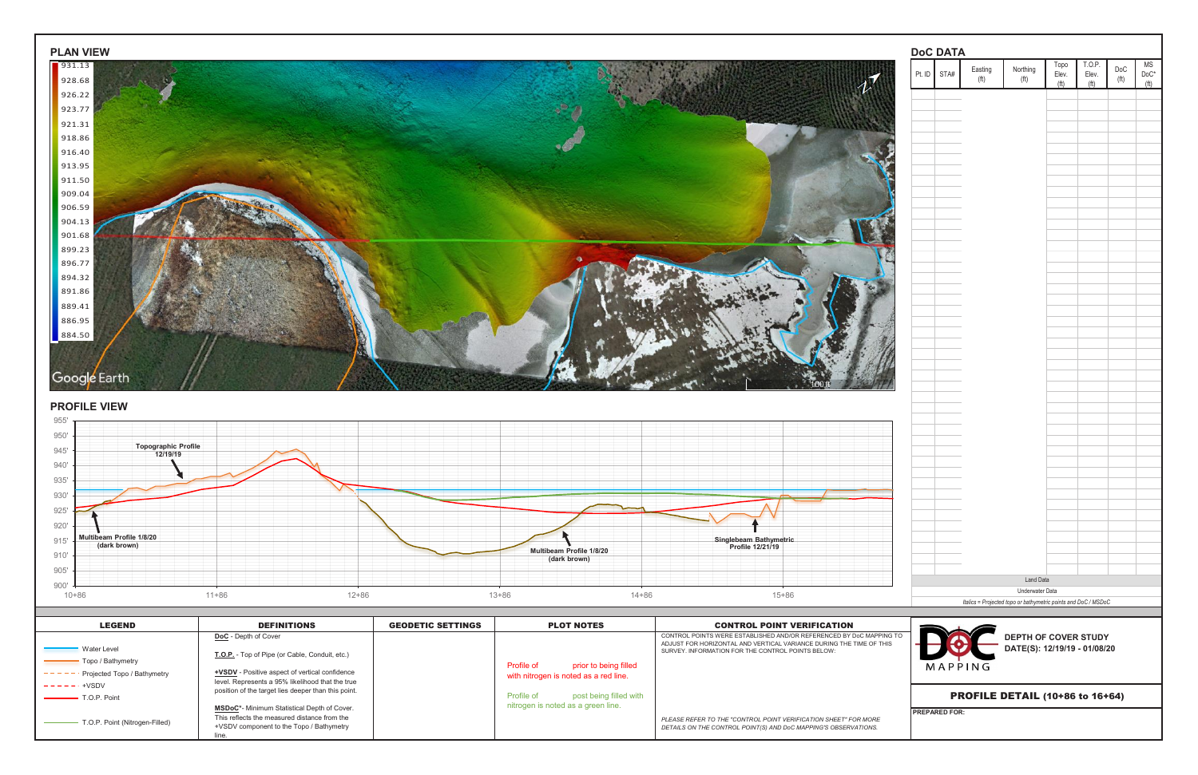## PLAN VIEW

931.13
928.68
926.22
923.77
921.31
918.86
916.40
913.95
911.50
909.04
906.59
904.13
901.68
899.23
896.77
894.32
891.86
889.41
886.95
884.50

Google Earth

100 ft

## PROFILE VIEW

955'
950'
945'
940'
935'
930'
925'
920'
915'
910'
905'
900'

10+86
11+86
12+86
13+86
14+86
15+86

Topographic Profile 12/19/19

Multibeam Profile 1/8/20 (dark brown)

Multibeam Profile 1/8/20 (dark brown)

Singlebeam Bathymetric Profile 12/21/19

## DoC DATA

| Pt. ID | STA# | Easting (ft) | Northing (ft) | Topo Elev. (ft) | T.O.P. Elev. (ft) | DoC (ft) | MS DoC* (ft) |
| --- | --- | --- | --- | --- | --- | --- | --- |

Land Data

Underwater Data

*Italics = Projected topo or bathymetric points and DoC / MSDoC*

## LEGEND

- Water Level
- Topo / Bathymetry
- Projected Topo / Bathymetry
- +VSDV
- T.O.P. Point
- T.O.P. Point (Nitrogen-Filled)

## DEFINITIONS

**DoC** - Depth of Cover

**T.O.P.** - Top of Pipe (or Cable, Conduit, etc.)

**+VSDV** - Positive aspect of vertical confidence level. Represents a 95% likelihood that the true position of the target lies deeper than this point.

**MSDoC*** - Minimum Statistical Depth of Cover. This reflects the measured distance from the +VSDV component to the Topo / Bathymetry line.

## GEODETIC SETTINGS

## PLOT NOTES

Profile of prior to being filled with nitrogen is noted as a red line.

Profile of post being filled with nitrogen is noted as a green line.

## CONTROL POINT VERIFICATION

CONTROL POINTS WERE ESTABLISHED AND/OR REFERENCED BY DoC MAPPING TO ADJUST FOR HORIZONTAL AND VERTICAL VARIANCE DURING THE TIME OF THIS SURVEY. INFORMATION FOR THE CONTROL POINTS BELOW:

*PLEASE REFER TO THE "CONTROL POINT VERIFICATION SHEET" FOR MORE DETAILS ON THE CONTROL POINT(S) AND DoC MAPPING'S OBSERVATIONS.*

DOC MAPPING

**DEPTH OF COVER STUDY**
**DATE(S): 12/19/19 - 01/08/20**

**PROFILE DETAIL (10+86 to 16+64)**

**PREPARED FOR:**